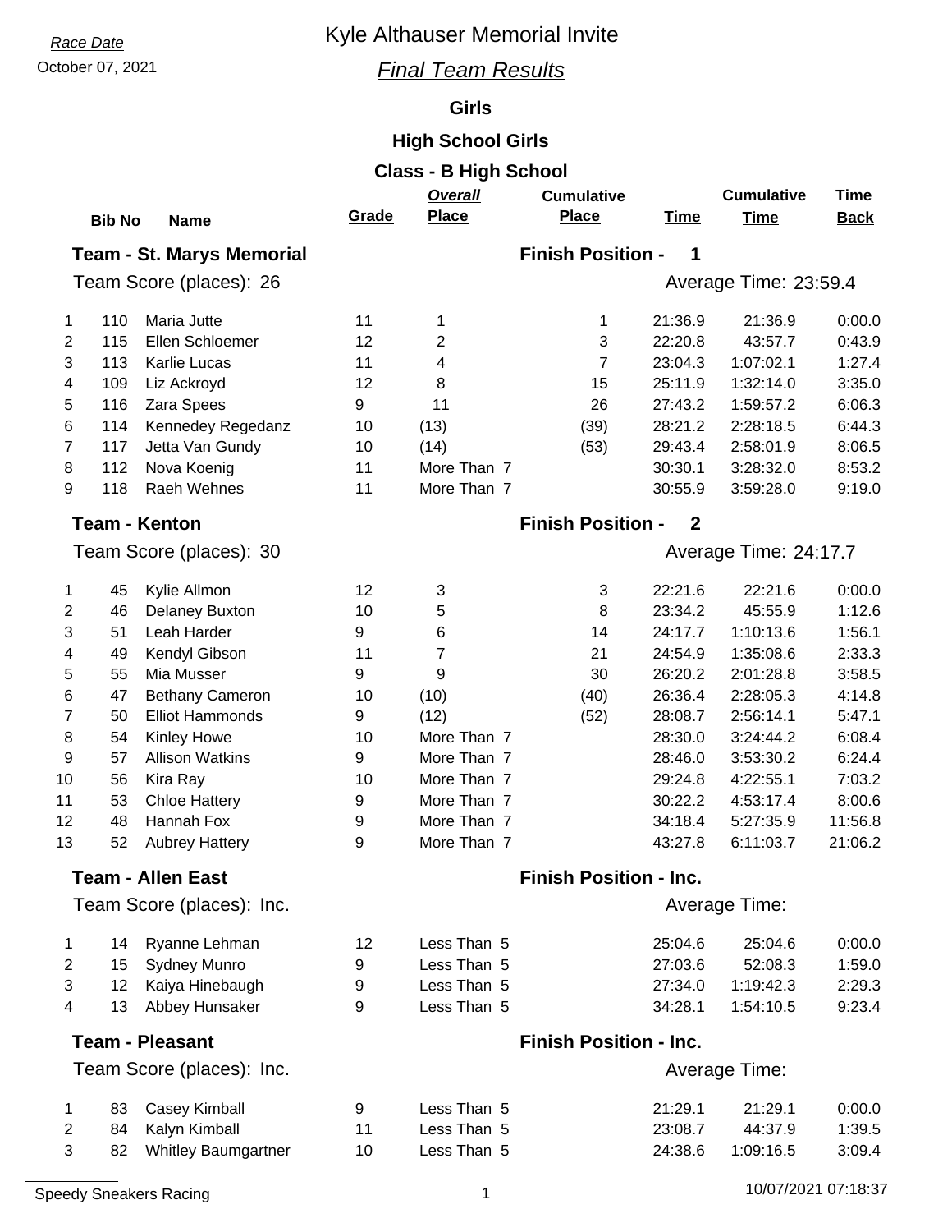*Race Date*

October 07, 2021

# Kyle Althauser Memorial Invite

## *Final Team Results*

### Girls

### High School Girls

### Class - B High School

**Team - St. Marys Memorial** — **Finish Position - 1**

Team Score (places): 26 — Average Time: 23:59.4

| | Bib No | Name | Grade | Overall Place | Cumulative Place | Time | Cumulative Time | Time Back |
|---|---|---|---|---|---|---|---|---|
| 1 | 110 | Maria Jutte | 11 | 1 | 1 | 21:36.9 | 21:36.9 | 0:00.0 |
| 2 | 115 | Ellen Schloemer | 12 | 2 | 3 | 22:20.8 | 43:57.7 | 0:43.9 |
| 3 | 113 | Karlie Lucas | 11 | 4 | 7 | 23:04.3 | 1:07:02.1 | 1:27.4 |
| 4 | 109 | Liz Ackroyd | 12 | 8 | 15 | 25:11.9 | 1:32:14.0 | 3:35.0 |
| 5 | 116 | Zara Spees | 9 | 11 | 26 | 27:43.2 | 1:59:57.2 | 6:06.3 |
| 6 | 114 | Kennedey Regedanz | 10 | (13) | (39) | 28:21.2 | 2:28:18.5 | 6:44.3 |
| 7 | 117 | Jetta Van Gundy | 10 | (14) | (53) | 29:43.4 | 2:58:01.9 | 8:06.5 |
| 8 | 112 | Nova Koenig | 11 | More Than 7 | | 30:30.1 | 3:28:32.0 | 8:53.2 |
| 9 | 118 | Raeh Wehnes | 11 | More Than 7 | | 30:55.9 | 3:59:28.0 | 9:19.0 |

**Team - Kenton** — **Finish Position - 2**

Team Score (places): 30 — Average Time: 24:17.7

| | Bib No | Name | Grade | Overall Place | Cumulative Place | Time | Cumulative Time | Time Back |
|---|---|---|---|---|---|---|---|---|
| 1 | 45 | Kylie Allmon | 12 | 3 | 3 | 22:21.6 | 22:21.6 | 0:00.0 |
| 2 | 46 | Delaney Buxton | 10 | 5 | 8 | 23:34.2 | 45:55.9 | 1:12.6 |
| 3 | 51 | Leah Harder | 9 | 6 | 14 | 24:17.7 | 1:10:13.6 | 1:56.1 |
| 4 | 49 | Kendyl Gibson | 11 | 7 | 21 | 24:54.9 | 1:35:08.6 | 2:33.3 |
| 5 | 55 | Mia Musser | 9 | 9 | 30 | 26:20.2 | 2:01:28.8 | 3:58.5 |
| 6 | 47 | Bethany Cameron | 10 | (10) | (40) | 26:36.4 | 2:28:05.3 | 4:14.8 |
| 7 | 50 | Elliot Hammonds | 9 | (12) | (52) | 28:08.7 | 2:56:14.1 | 5:47.1 |
| 8 | 54 | Kinley Howe | 10 | More Than 7 | | 28:30.0 | 3:24:44.2 | 6:08.4 |
| 9 | 57 | Allison Watkins | 9 | More Than 7 | | 28:46.0 | 3:53:30.2 | 6:24.4 |
| 10 | 56 | Kira Ray | 10 | More Than 7 | | 29:24.8 | 4:22:55.1 | 7:03.2 |
| 11 | 53 | Chloe Hattery | 9 | More Than 7 | | 30:22.2 | 4:53:17.4 | 8:00.6 |
| 12 | 48 | Hannah Fox | 9 | More Than 7 | | 34:18.4 | 5:27:35.9 | 11:56.8 |
| 13 | 52 | Aubrey Hattery | 9 | More Than 7 | | 43:27.8 | 6:11:03.7 | 21:06.2 |

**Team - Allen East** — **Finish Position - Inc.**

Team Score (places): Inc. — Average Time:

| | Bib No | Name | Grade | Overall Place | Cumulative Place | Time | Cumulative Time | Time Back |
|---|---|---|---|---|---|---|---|---|
| 1 | 14 | Ryanne Lehman | 12 | Less Than 5 | | 25:04.6 | 25:04.6 | 0:00.0 |
| 2 | 15 | Sydney Munro | 9 | Less Than 5 | | 27:03.6 | 52:08.3 | 1:59.0 |
| 3 | 12 | Kaiya Hinebaugh | 9 | Less Than 5 | | 27:34.0 | 1:19:42.3 | 2:29.3 |
| 4 | 13 | Abbey Hunsaker | 9 | Less Than 5 | | 34:28.1 | 1:54:10.5 | 9:23.4 |

**Team - Pleasant** — **Finish Position - Inc.**

Team Score (places): Inc. — Average Time:

| | Bib No | Name | Grade | Overall Place | Cumulative Place | Time | Cumulative Time | Time Back |
|---|---|---|---|---|---|---|---|---|
| 1 | 83 | Casey Kimball | 9 | Less Than 5 | | 21:29.1 | 21:29.1 | 0:00.0 |
| 2 | 84 | Kalyn Kimball | 11 | Less Than 5 | | 23:08.7 | 44:37.9 | 1:39.5 |
| 3 | 82 | Whitley Baumgartner | 10 | Less Than 5 | | 24:38.6 | 1:09:16.5 | 3:09.4 |

Speedy Sneakers Racing — 10/07/2021 07:18:37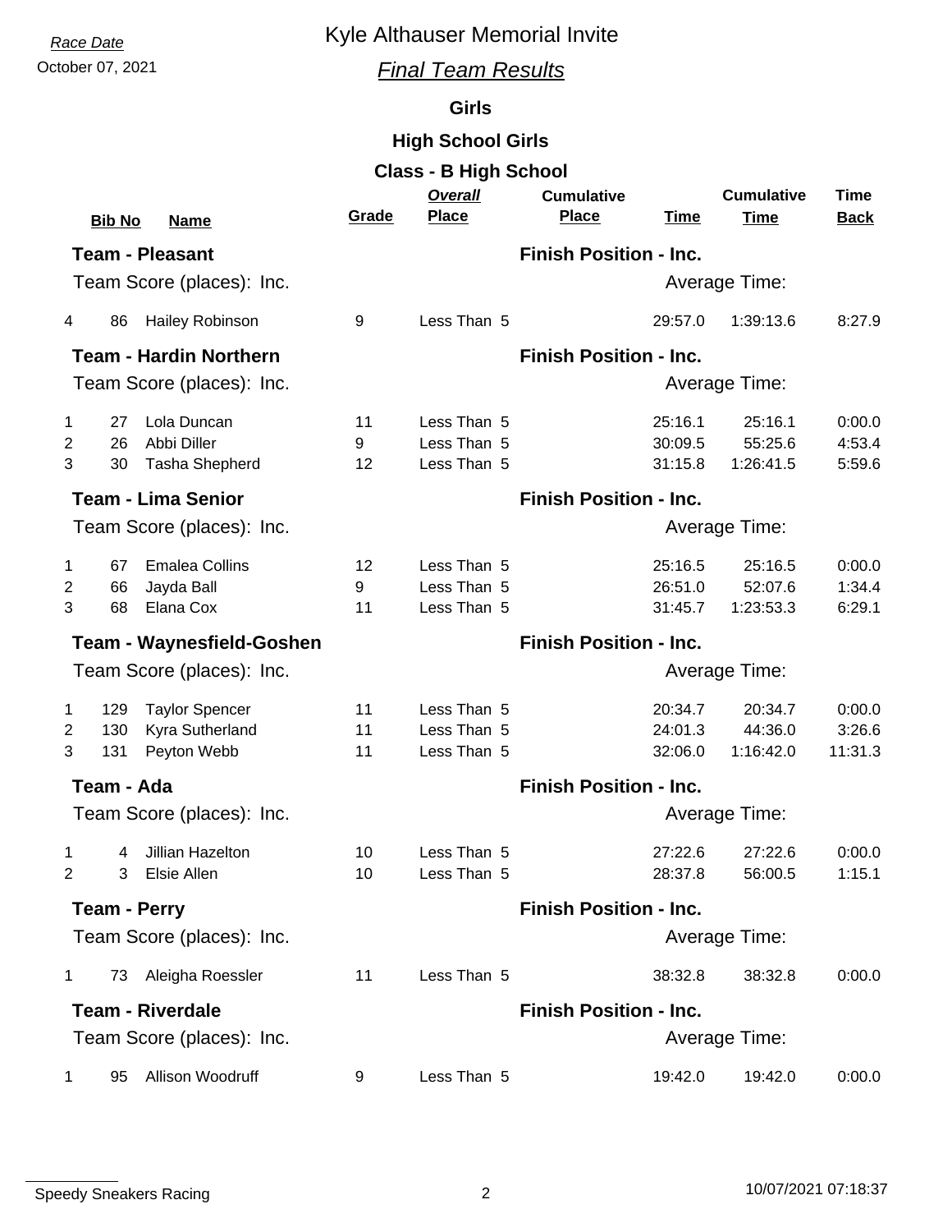*Race Date*
October 07, 2021

# Kyle Althauser Memorial Invite

## *Final Team Results*

### Girls

### High School Girls

### Class - B High School

| | Bib No | Name | Grade | *Overall* Place | Cumulative Place | Time | Cumulative Time | Time Back |
|---|---|---|---|---|---|---|---|---|
| **Team - Pleasant** | | | | | **Finish Position - Inc.** | | | |
| Team Score (places): Inc. | | | | | | Average Time: | | |
| 4 | 86 | Hailey Robinson | 9 | Less Than 5 | | 29:57.0 | 1:39:13.6 | 8:27.9 |
| **Team - Hardin Northern** | | | | | **Finish Position - Inc.** | | | |
| Team Score (places): Inc. | | | | | | Average Time: | | |
| 1 | 27 | Lola Duncan | 11 | Less Than 5 | | 25:16.1 | 25:16.1 | 0:00.0 |
| 2 | 26 | Abbi Diller | 9 | Less Than 5 | | 30:09.5 | 55:25.6 | 4:53.4 |
| 3 | 30 | Tasha Shepherd | 12 | Less Than 5 | | 31:15.8 | 1:26:41.5 | 5:59.6 |
| **Team - Lima Senior** | | | | | **Finish Position - Inc.** | | | |
| Team Score (places): Inc. | | | | | | Average Time: | | |
| 1 | 67 | Emalea Collins | 12 | Less Than 5 | | 25:16.5 | 25:16.5 | 0:00.0 |
| 2 | 66 | Jayda Ball | 9 | Less Than 5 | | 26:51.0 | 52:07.6 | 1:34.4 |
| 3 | 68 | Elana Cox | 11 | Less Than 5 | | 31:45.7 | 1:23:53.3 | 6:29.1 |
| **Team - Waynesfield-Goshen** | | | | | **Finish Position - Inc.** | | | |
| Team Score (places): Inc. | | | | | | Average Time: | | |
| 1 | 129 | Taylor Spencer | 11 | Less Than 5 | | 20:34.7 | 20:34.7 | 0:00.0 |
| 2 | 130 | Kyra Sutherland | 11 | Less Than 5 | | 24:01.3 | 44:36.0 | 3:26.6 |
| 3 | 131 | Peyton Webb | 11 | Less Than 5 | | 32:06.0 | 1:16:42.0 | 11:31.3 |
| **Team - Ada** | | | | | **Finish Position - Inc.** | | | |
| Team Score (places): Inc. | | | | | | Average Time: | | |
| 1 | 4 | Jillian Hazelton | 10 | Less Than 5 | | 27:22.6 | 27:22.6 | 0:00.0 |
| 2 | 3 | Elsie Allen | 10 | Less Than 5 | | 28:37.8 | 56:00.5 | 1:15.1 |
| **Team - Perry** | | | | | **Finish Position - Inc.** | | | |
| Team Score (places): Inc. | | | | | | Average Time: | | |
| 1 | 73 | Aleigha Roessler | 11 | Less Than 5 | | 38:32.8 | 38:32.8 | 0:00.0 |
| **Team - Riverdale** | | | | | **Finish Position - Inc.** | | | |
| Team Score (places): Inc. | | | | | | Average Time: | | |
| 1 | 95 | Allison Woodruff | 9 | Less Than 5 | | 19:42.0 | 19:42.0 | 0:00.0 |

Speedy Sneakers Racing — 10/07/2021 07:18:37